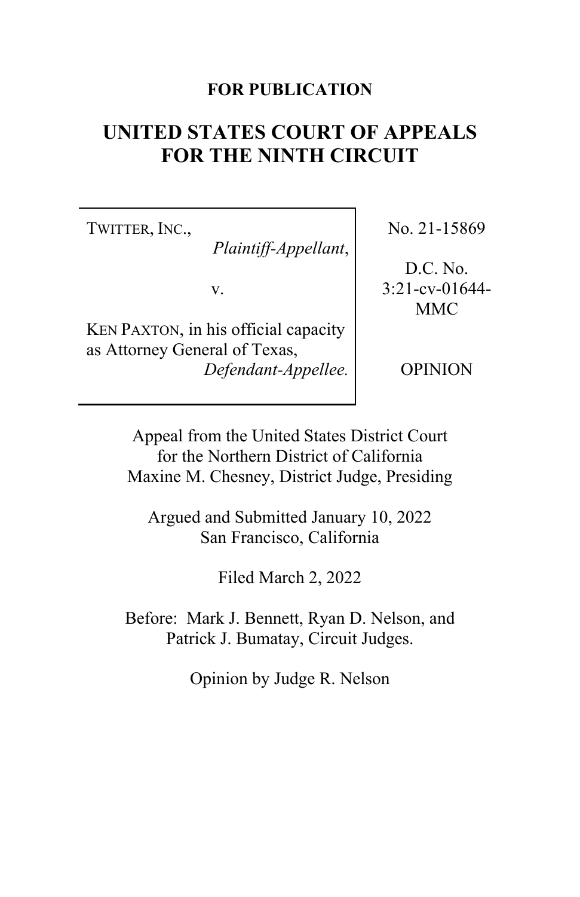**FOR PUBLICATION**

# UNITED STATES COURT OF APPEALS FOR THE NINTH CIRCUIT

| | |
|---|---|
| TWITTER, INC., *Plaintiff-Appellant*, v. KEN PAXTON, in his official capacity as Attorney General of Texas, *Defendant-Appellee.* | No. 21-15869 D.C. No. 3:21-cv-01644-MMC OPINION |

Appeal from the United States District Court
for the Northern District of California
Maxine M. Chesney, District Judge, Presiding

Argued and Submitted January 10, 2022
San Francisco, California

Filed March 2, 2022

Before: Mark J. Bennett, Ryan D. Nelson, and
Patrick J. Bumatay, Circuit Judges.

Opinion by Judge R. Nelson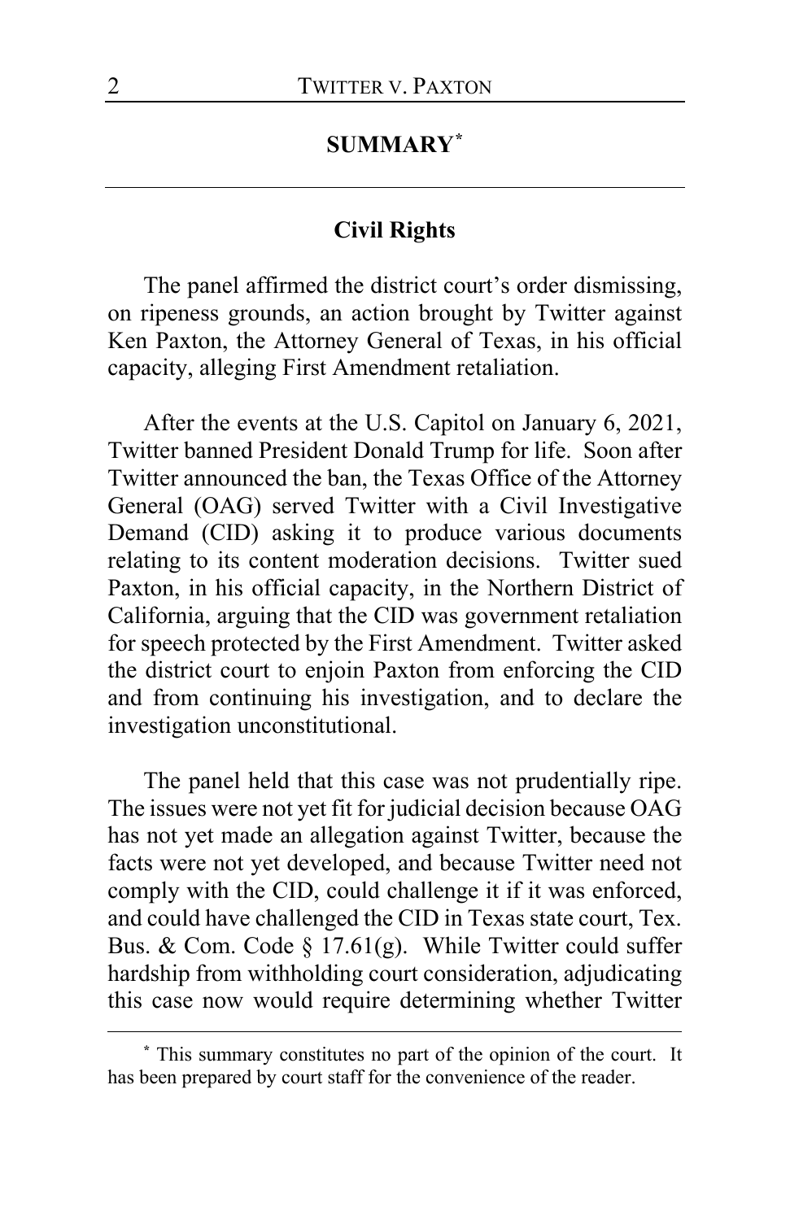## SUMMARY*

### Civil Rights

The panel affirmed the district court's order dismissing, on ripeness grounds, an action brought by Twitter against Ken Paxton, the Attorney General of Texas, in his official capacity, alleging First Amendment retaliation.

After the events at the U.S. Capitol on January 6, 2021, Twitter banned President Donald Trump for life. Soon after Twitter announced the ban, the Texas Office of the Attorney General (OAG) served Twitter with a Civil Investigative Demand (CID) asking it to produce various documents relating to its content moderation decisions. Twitter sued Paxton, in his official capacity, in the Northern District of California, arguing that the CID was government retaliation for speech protected by the First Amendment. Twitter asked the district court to enjoin Paxton from enforcing the CID and from continuing his investigation, and to declare the investigation unconstitutional.

The panel held that this case was not prudentially ripe. The issues were not yet fit for judicial decision because OAG has not yet made an allegation against Twitter, because the facts were not yet developed, and because Twitter need not comply with the CID, could challenge it if it was enforced, and could have challenged the CID in Texas state court, Tex. Bus. & Com. Code § 17.61(g). While Twitter could suffer hardship from withholding court consideration, adjudicating this case now would require determining whether Twitter

---

* This summary constitutes no part of the opinion of the court. It has been prepared by court staff for the convenience of the reader.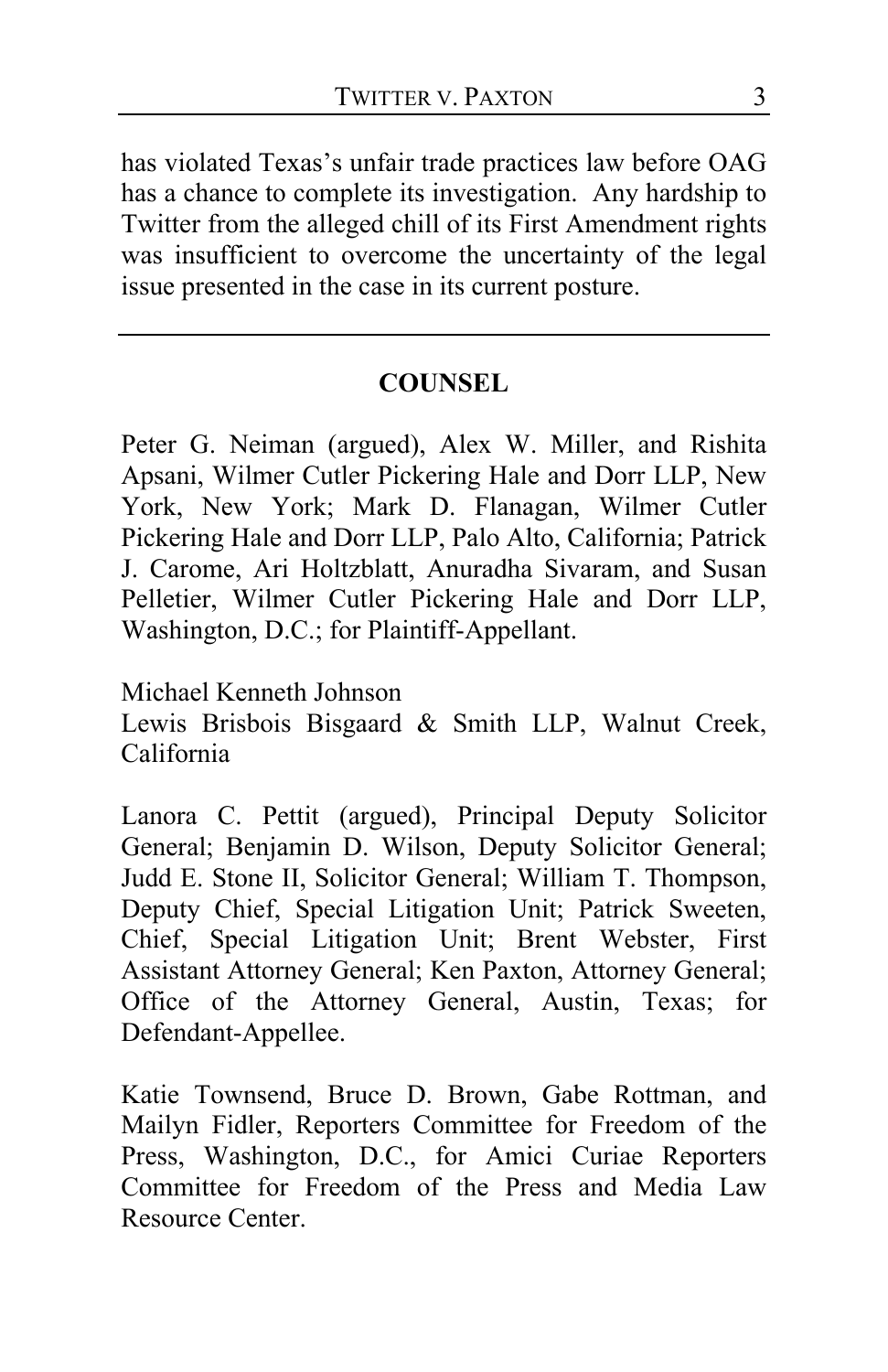has violated Texas's unfair trade practices law before OAG has a chance to complete its investigation. Any hardship to Twitter from the alleged chill of its First Amendment rights was insufficient to overcome the uncertainty of the legal issue presented in the case in its current posture.

---

## COUNSEL

Peter G. Neiman (argued), Alex W. Miller, and Rishita Apsani, Wilmer Cutler Pickering Hale and Dorr LLP, New York, New York; Mark D. Flanagan, Wilmer Cutler Pickering Hale and Dorr LLP, Palo Alto, California; Patrick J. Carome, Ari Holtzblatt, Anuradha Sivaram, and Susan Pelletier, Wilmer Cutler Pickering Hale and Dorr LLP, Washington, D.C.; for Plaintiff-Appellant.

Michael Kenneth Johnson
Lewis Brisbois Bisgaard & Smith LLP, Walnut Creek, California

Lanora C. Pettit (argued), Principal Deputy Solicitor General; Benjamin D. Wilson, Deputy Solicitor General; Judd E. Stone II, Solicitor General; William T. Thompson, Deputy Chief, Special Litigation Unit; Patrick Sweeten, Chief, Special Litigation Unit; Brent Webster, First Assistant Attorney General; Ken Paxton, Attorney General; Office of the Attorney General, Austin, Texas; for Defendant-Appellee.

Katie Townsend, Bruce D. Brown, Gabe Rottman, and Mailyn Fidler, Reporters Committee for Freedom of the Press, Washington, D.C., for Amici Curiae Reporters Committee for Freedom of the Press and Media Law Resource Center.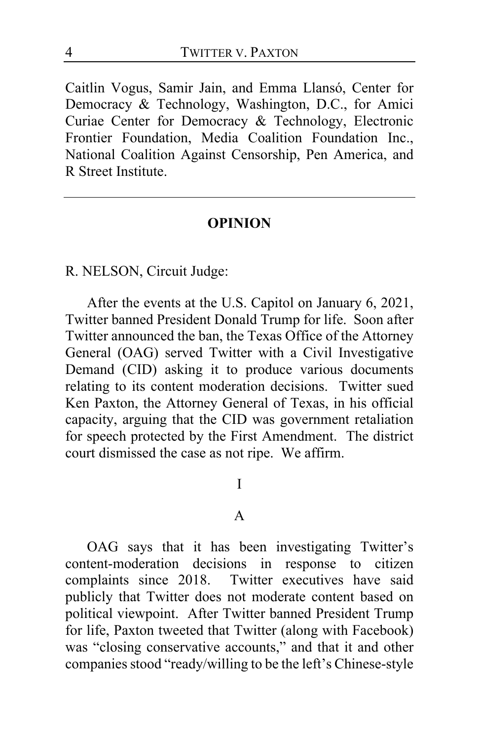Caitlin Vogus, Samir Jain, and Emma Llansó, Center for Democracy & Technology, Washington, D.C., for Amici Curiae Center for Democracy & Technology, Electronic Frontier Foundation, Media Coalition Foundation Inc., National Coalition Against Censorship, Pen America, and R Street Institute.

---

## OPINION

R. NELSON, Circuit Judge:

After the events at the U.S. Capitol on January 6, 2021, Twitter banned President Donald Trump for life. Soon after Twitter announced the ban, the Texas Office of the Attorney General (OAG) served Twitter with a Civil Investigative Demand (CID) asking it to produce various documents relating to its content moderation decisions. Twitter sued Ken Paxton, the Attorney General of Texas, in his official capacity, arguing that the CID was government retaliation for speech protected by the First Amendment. The district court dismissed the case as not ripe. We affirm.

### I

### A

OAG says that it has been investigating Twitter's content-moderation decisions in response to citizen complaints since 2018. Twitter executives have said publicly that Twitter does not moderate content based on political viewpoint. After Twitter banned President Trump for life, Paxton tweeted that Twitter (along with Facebook) was "closing conservative accounts," and that it and other companies stood "ready/willing to be the left's Chinese-style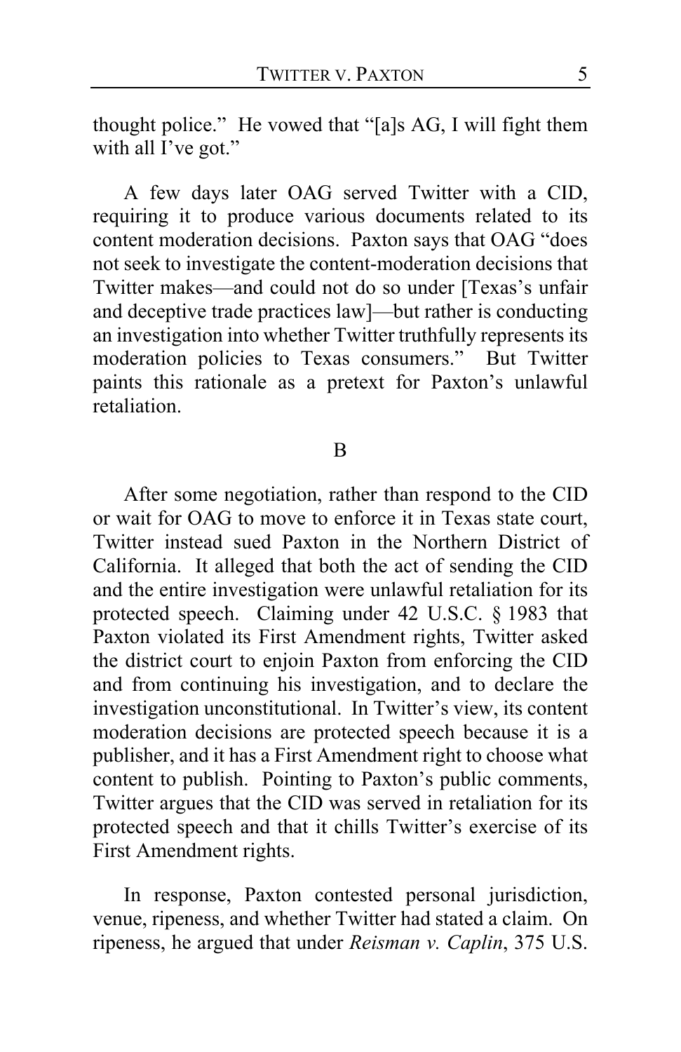thought police." He vowed that "[a]s AG, I will fight them with all I've got."

A few days later OAG served Twitter with a CID, requiring it to produce various documents related to its content moderation decisions. Paxton says that OAG "does not seek to investigate the content-moderation decisions that Twitter makes—and could not do so under [Texas's unfair and deceptive trade practices law]—but rather is conducting an investigation into whether Twitter truthfully represents its moderation policies to Texas consumers." But Twitter paints this rationale as a pretext for Paxton's unlawful retaliation.

## B

After some negotiation, rather than respond to the CID or wait for OAG to move to enforce it in Texas state court, Twitter instead sued Paxton in the Northern District of California. It alleged that both the act of sending the CID and the entire investigation were unlawful retaliation for its protected speech. Claiming under 42 U.S.C. § 1983 that Paxton violated its First Amendment rights, Twitter asked the district court to enjoin Paxton from enforcing the CID and from continuing his investigation, and to declare the investigation unconstitutional. In Twitter's view, its content moderation decisions are protected speech because it is a publisher, and it has a First Amendment right to choose what content to publish. Pointing to Paxton's public comments, Twitter argues that the CID was served in retaliation for its protected speech and that it chills Twitter's exercise of its First Amendment rights.

In response, Paxton contested personal jurisdiction, venue, ripeness, and whether Twitter had stated a claim. On ripeness, he argued that under *Reisman v. Caplin*, 375 U.S.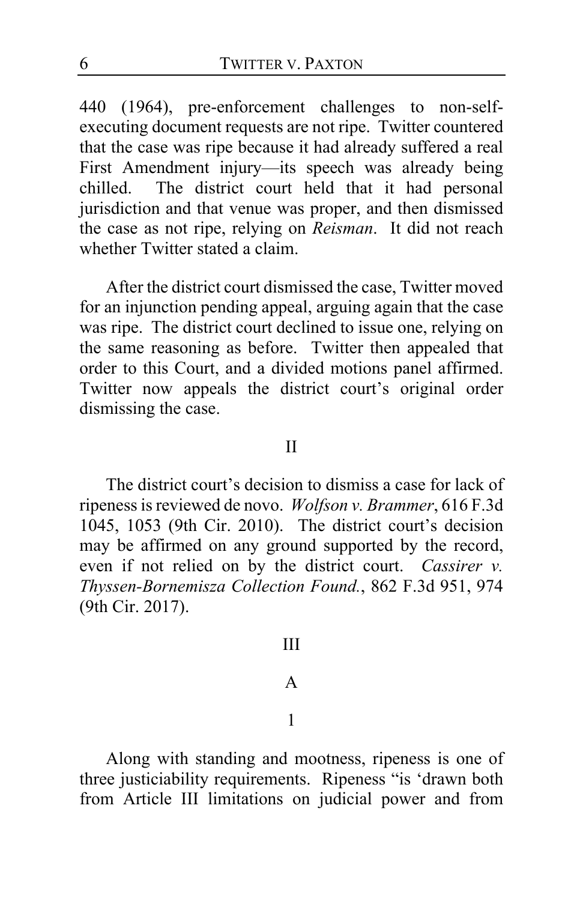440 (1964), pre-enforcement challenges to non-self-executing document requests are not ripe. Twitter countered that the case was ripe because it had already suffered a real First Amendment injury—its speech was already being chilled. The district court held that it had personal jurisdiction and that venue was proper, and then dismissed the case as not ripe, relying on *Reisman*. It did not reach whether Twitter stated a claim.

After the district court dismissed the case, Twitter moved for an injunction pending appeal, arguing again that the case was ripe. The district court declined to issue one, relying on the same reasoning as before. Twitter then appealed that order to this Court, and a divided motions panel affirmed. Twitter now appeals the district court's original order dismissing the case.

## II

The district court's decision to dismiss a case for lack of ripeness is reviewed de novo. *Wolfson v. Brammer*, 616 F.3d 1045, 1053 (9th Cir. 2010). The district court's decision may be affirmed on any ground supported by the record, even if not relied on by the district court. *Cassirer v. Thyssen-Bornemisza Collection Found.*, 862 F.3d 951, 974 (9th Cir. 2017).

## III

### A

#### 1

Along with standing and mootness, ripeness is one of three justiciability requirements. Ripeness "is 'drawn both from Article III limitations on judicial power and from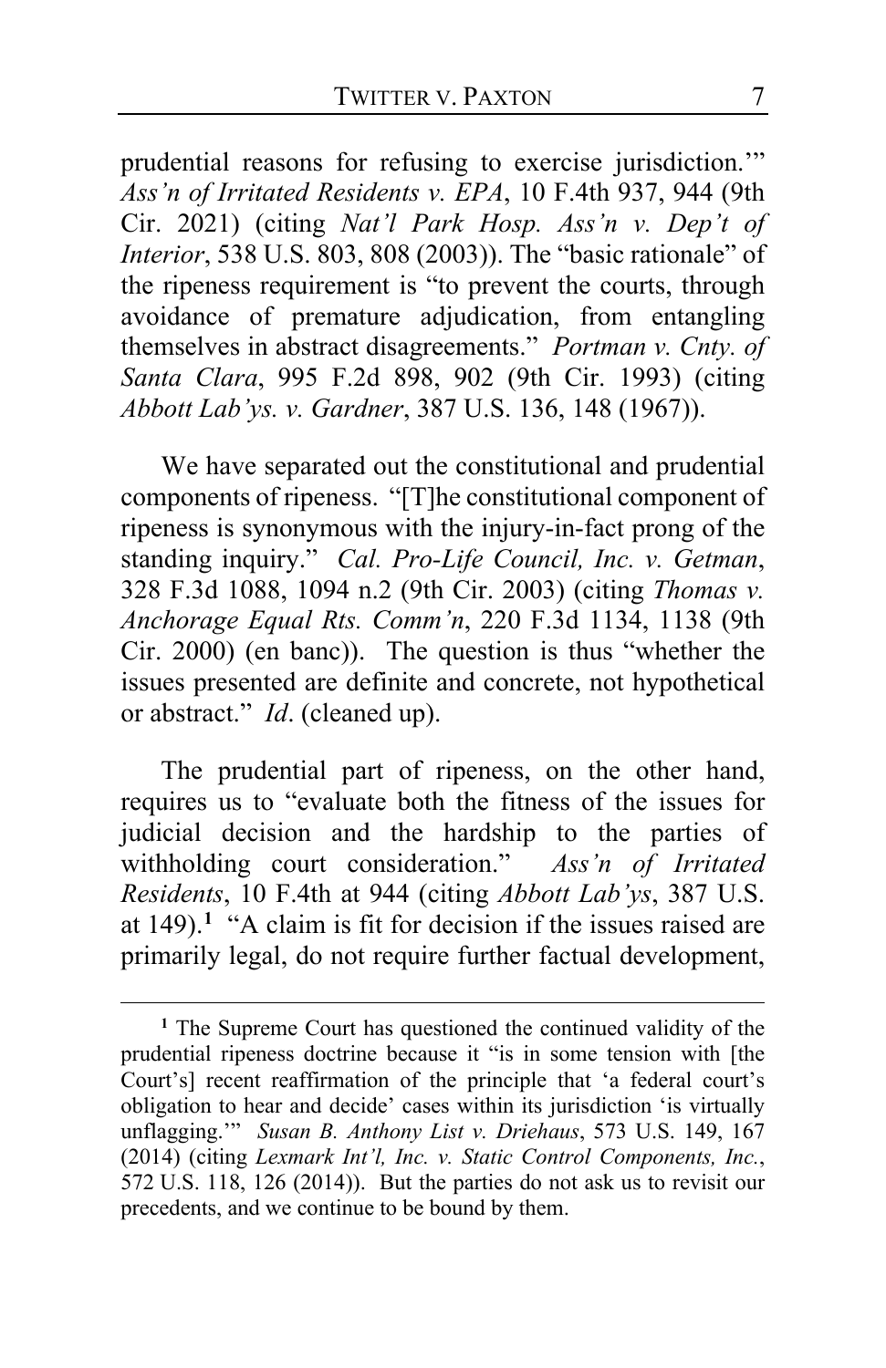prudential reasons for refusing to exercise jurisdiction.'" *Ass'n of Irritated Residents v. EPA*, 10 F.4th 937, 944 (9th Cir. 2021) (citing *Nat'l Park Hosp. Ass'n v. Dep't of Interior*, 538 U.S. 803, 808 (2003)). The "basic rationale" of the ripeness requirement is "to prevent the courts, through avoidance of premature adjudication, from entangling themselves in abstract disagreements." *Portman v. Cnty. of Santa Clara*, 995 F.2d 898, 902 (9th Cir. 1993) (citing *Abbott Lab'ys. v. Gardner*, 387 U.S. 136, 148 (1967)).

We have separated out the constitutional and prudential components of ripeness. "[T]he constitutional component of ripeness is synonymous with the injury-in-fact prong of the standing inquiry." *Cal. Pro-Life Council, Inc. v. Getman*, 328 F.3d 1088, 1094 n.2 (9th Cir. 2003) (citing *Thomas v. Anchorage Equal Rts. Comm'n*, 220 F.3d 1134, 1138 (9th Cir. 2000) (en banc)). The question is thus "whether the issues presented are definite and concrete, not hypothetical or abstract." *Id*. (cleaned up).

The prudential part of ripeness, on the other hand, requires us to "evaluate both the fitness of the issues for judicial decision and the hardship to the parties of withholding court consideration." *Ass'n of Irritated Residents*, 10 F.4th at 944 (citing *Abbott Lab'ys*, 387 U.S. at 149).[1] "A claim is fit for decision if the issues raised are primarily legal, do not require further factual development,

[1] The Supreme Court has questioned the continued validity of the prudential ripeness doctrine because it "is in some tension with [the Court's] recent reaffirmation of the principle that 'a federal court's obligation to hear and decide' cases within its jurisdiction 'is virtually unflagging.'" *Susan B. Anthony List v. Driehaus*, 573 U.S. 149, 167 (2014) (citing *Lexmark Int'l, Inc. v. Static Control Components, Inc.*, 572 U.S. 118, 126 (2014)). But the parties do not ask us to revisit our precedents, and we continue to be bound by them.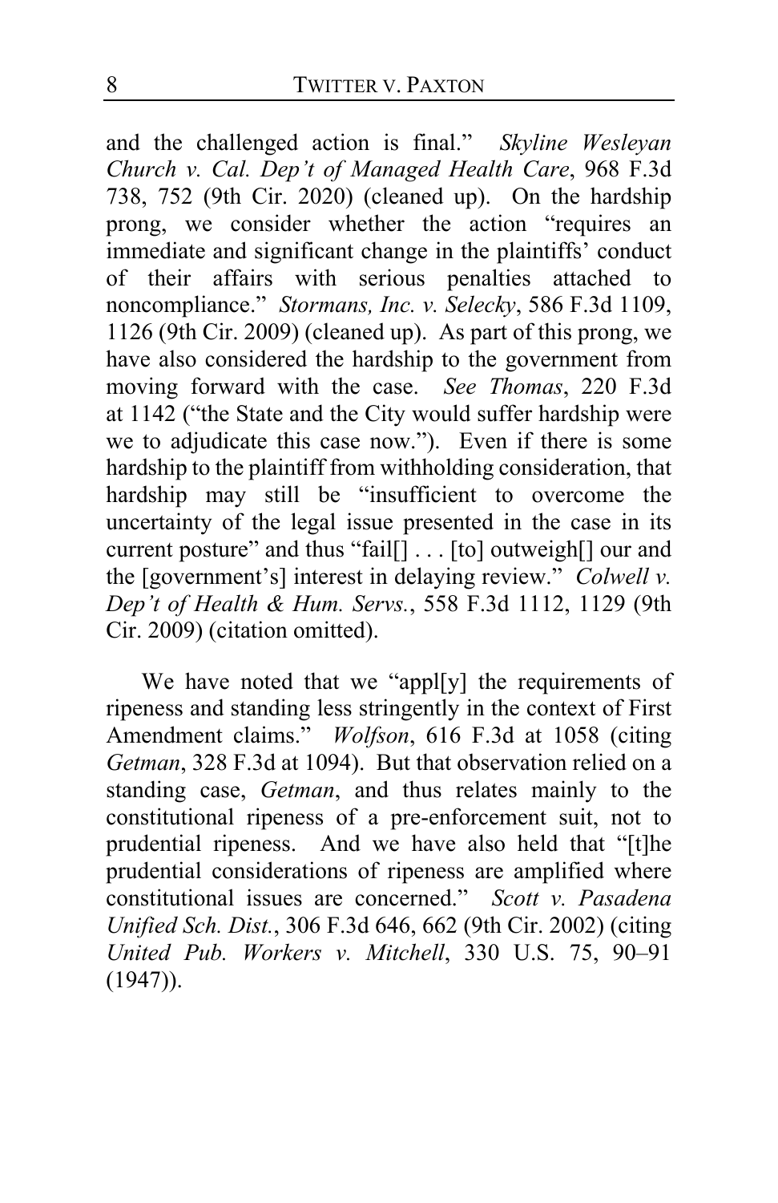and the challenged action is final." *Skyline Wesleyan Church v. Cal. Dep't of Managed Health Care*, 968 F.3d 738, 752 (9th Cir. 2020) (cleaned up). On the hardship prong, we consider whether the action "requires an immediate and significant change in the plaintiffs' conduct of their affairs with serious penalties attached to noncompliance." *Stormans, Inc. v. Selecky*, 586 F.3d 1109, 1126 (9th Cir. 2009) (cleaned up). As part of this prong, we have also considered the hardship to the government from moving forward with the case. *See Thomas*, 220 F.3d at 1142 ("the State and the City would suffer hardship were we to adjudicate this case now."). Even if there is some hardship to the plaintiff from withholding consideration, that hardship may still be "insufficient to overcome the uncertainty of the legal issue presented in the case in its current posture" and thus "fail[] . . . [to] outweigh[] our and the [government's] interest in delaying review." *Colwell v. Dep't of Health & Hum. Servs.*, 558 F.3d 1112, 1129 (9th Cir. 2009) (citation omitted).

We have noted that we "appl[y] the requirements of ripeness and standing less stringently in the context of First Amendment claims." *Wolfson*, 616 F.3d at 1058 (citing *Getman*, 328 F.3d at 1094). But that observation relied on a standing case, *Getman*, and thus relates mainly to the constitutional ripeness of a pre-enforcement suit, not to prudential ripeness. And we have also held that "[t]he prudential considerations of ripeness are amplified where constitutional issues are concerned." *Scott v. Pasadena Unified Sch. Dist.*, 306 F.3d 646, 662 (9th Cir. 2002) (citing *United Pub. Workers v. Mitchell*, 330 U.S. 75, 90–91 (1947)).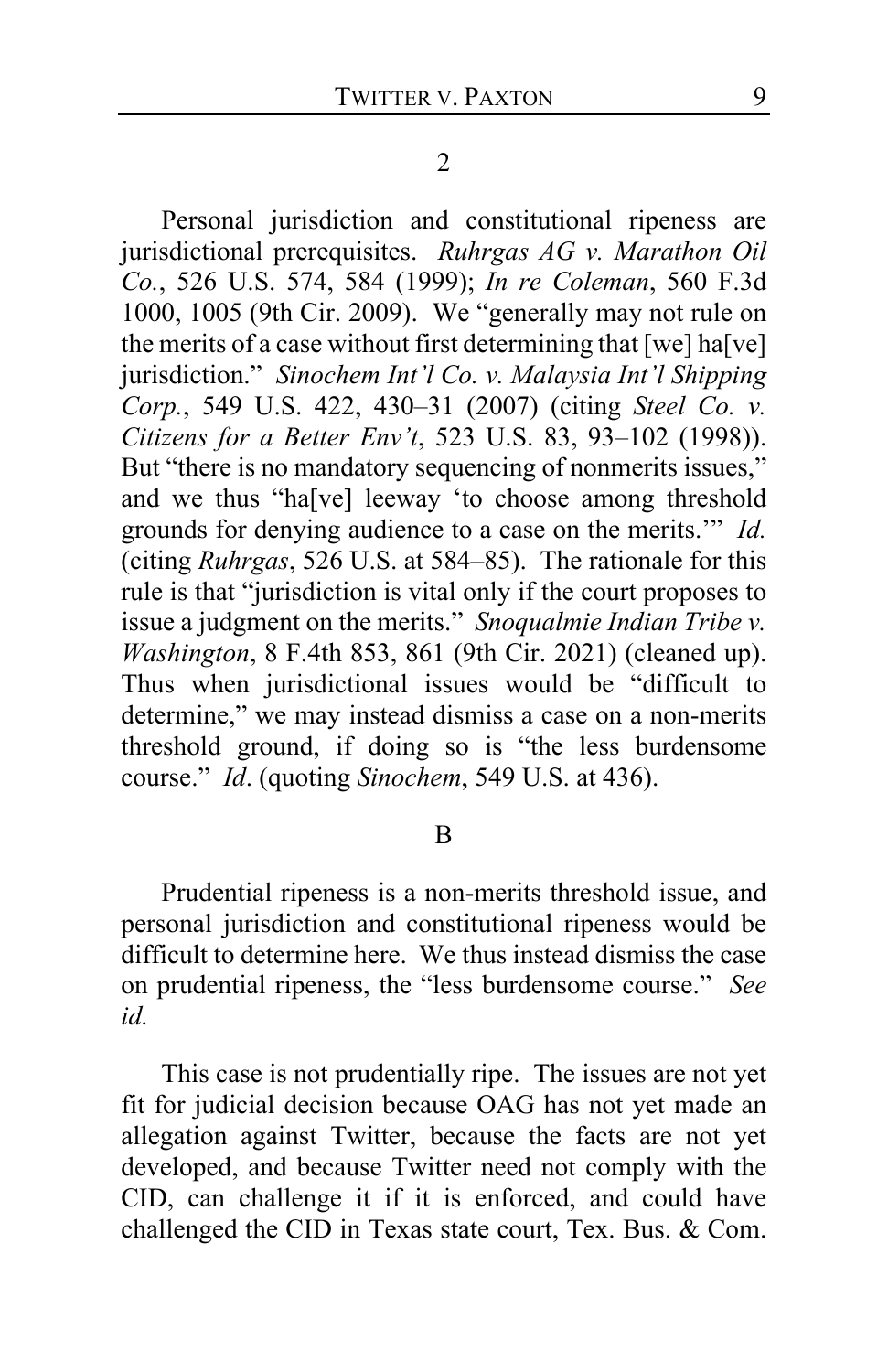## 2

Personal jurisdiction and constitutional ripeness are jurisdictional prerequisites. *Ruhrgas AG v. Marathon Oil Co.*, 526 U.S. 574, 584 (1999); *In re Coleman*, 560 F.3d 1000, 1005 (9th Cir. 2009). We "generally may not rule on the merits of a case without first determining that [we] ha[ve] jurisdiction." *Sinochem Int'l Co. v. Malaysia Int'l Shipping Corp.*, 549 U.S. 422, 430–31 (2007) (citing *Steel Co. v. Citizens for a Better Env't*, 523 U.S. 83, 93–102 (1998)). But "there is no mandatory sequencing of nonmerits issues," and we thus "ha[ve] leeway 'to choose among threshold grounds for denying audience to a case on the merits.'" *Id.* (citing *Ruhrgas*, 526 U.S. at 584–85). The rationale for this rule is that "jurisdiction is vital only if the court proposes to issue a judgment on the merits." *Snoqualmie Indian Tribe v. Washington*, 8 F.4th 853, 861 (9th Cir. 2021) (cleaned up). Thus when jurisdictional issues would be "difficult to determine," we may instead dismiss a case on a non-merits threshold ground, if doing so is "the less burdensome course." *Id*. (quoting *Sinochem*, 549 U.S. at 436).

## B

Prudential ripeness is a non-merits threshold issue, and personal jurisdiction and constitutional ripeness would be difficult to determine here. We thus instead dismiss the case on prudential ripeness, the "less burdensome course." *See id.*

This case is not prudentially ripe. The issues are not yet fit for judicial decision because OAG has not yet made an allegation against Twitter, because the facts are not yet developed, and because Twitter need not comply with the CID, can challenge it if it is enforced, and could have challenged the CID in Texas state court, Tex. Bus. & Com.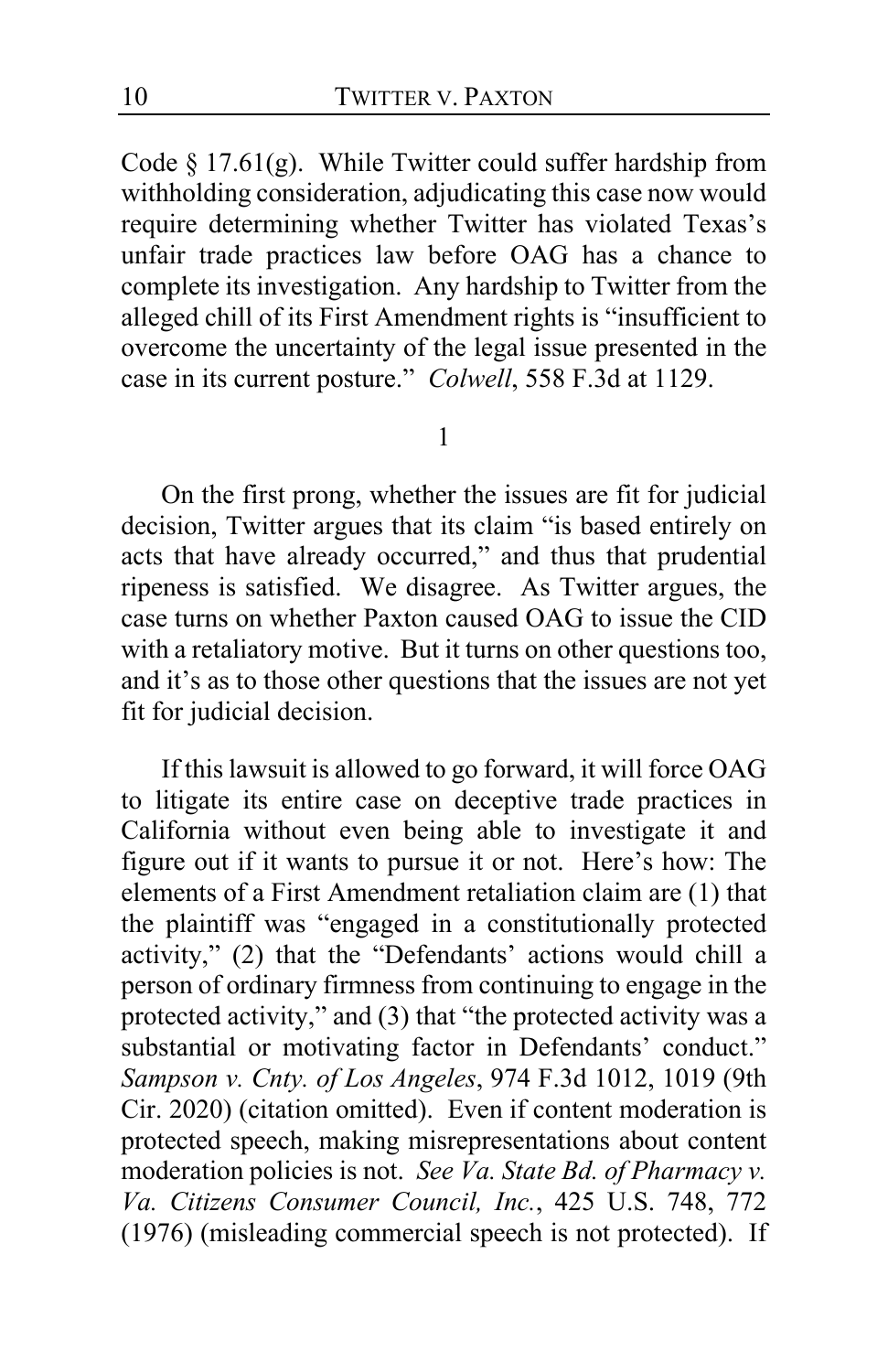Code § 17.61(g). While Twitter could suffer hardship from withholding consideration, adjudicating this case now would require determining whether Twitter has violated Texas's unfair trade practices law before OAG has a chance to complete its investigation. Any hardship to Twitter from the alleged chill of its First Amendment rights is "insufficient to overcome the uncertainty of the legal issue presented in the case in its current posture." *Colwell*, 558 F.3d at 1129.

1

On the first prong, whether the issues are fit for judicial decision, Twitter argues that its claim "is based entirely on acts that have already occurred," and thus that prudential ripeness is satisfied. We disagree. As Twitter argues, the case turns on whether Paxton caused OAG to issue the CID with a retaliatory motive. But it turns on other questions too, and it's as to those other questions that the issues are not yet fit for judicial decision.

If this lawsuit is allowed to go forward, it will force OAG to litigate its entire case on deceptive trade practices in California without even being able to investigate it and figure out if it wants to pursue it or not. Here's how: The elements of a First Amendment retaliation claim are (1) that the plaintiff was "engaged in a constitutionally protected activity," (2) that the "Defendants' actions would chill a person of ordinary firmness from continuing to engage in the protected activity," and (3) that "the protected activity was a substantial or motivating factor in Defendants' conduct." *Sampson v. Cnty. of Los Angeles*, 974 F.3d 1012, 1019 (9th Cir. 2020) (citation omitted). Even if content moderation is protected speech, making misrepresentations about content moderation policies is not. *See Va. State Bd. of Pharmacy v. Va. Citizens Consumer Council, Inc.*, 425 U.S. 748, 772 (1976) (misleading commercial speech is not protected). If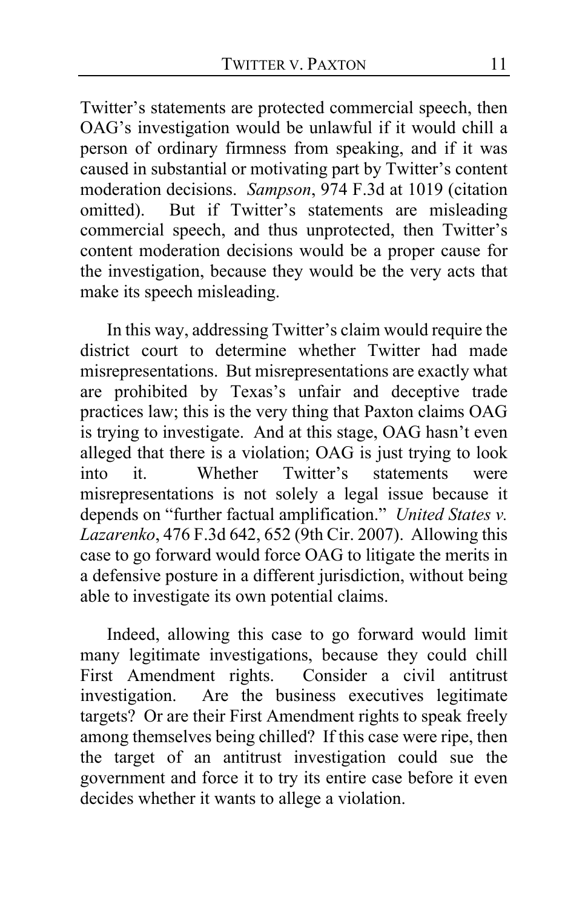Twitter's statements are protected commercial speech, then OAG's investigation would be unlawful if it would chill a person of ordinary firmness from speaking, and if it was caused in substantial or motivating part by Twitter's content moderation decisions. *Sampson*, 974 F.3d at 1019 (citation omitted). But if Twitter's statements are misleading commercial speech, and thus unprotected, then Twitter's content moderation decisions would be a proper cause for the investigation, because they would be the very acts that make its speech misleading.

In this way, addressing Twitter's claim would require the district court to determine whether Twitter had made misrepresentations. But misrepresentations are exactly what are prohibited by Texas's unfair and deceptive trade practices law; this is the very thing that Paxton claims OAG is trying to investigate. And at this stage, OAG hasn't even alleged that there is a violation; OAG is just trying to look into it. Whether Twitter's statements were misrepresentations is not solely a legal issue because it depends on "further factual amplification." *United States v. Lazarenko*, 476 F.3d 642, 652 (9th Cir. 2007). Allowing this case to go forward would force OAG to litigate the merits in a defensive posture in a different jurisdiction, without being able to investigate its own potential claims.

Indeed, allowing this case to go forward would limit many legitimate investigations, because they could chill First Amendment rights. Consider a civil antitrust investigation. Are the business executives legitimate targets? Or are their First Amendment rights to speak freely among themselves being chilled? If this case were ripe, then the target of an antitrust investigation could sue the government and force it to try its entire case before it even decides whether it wants to allege a violation.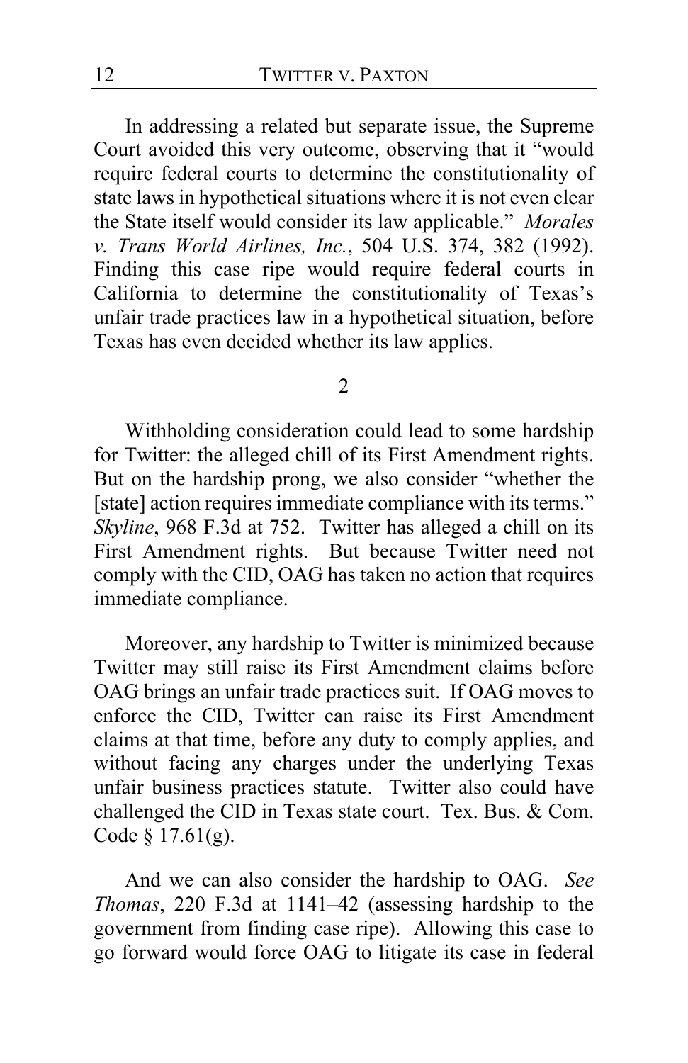In addressing a related but separate issue, the Supreme Court avoided this very outcome, observing that it "would require federal courts to determine the constitutionality of state laws in hypothetical situations where it is not even clear the State itself would consider its law applicable." *Morales v. Trans World Airlines, Inc.*, 504 U.S. 374, 382 (1992). Finding this case ripe would require federal courts in California to determine the constitutionality of Texas's unfair trade practices law in a hypothetical situation, before Texas has even decided whether its law applies.

2

Withholding consideration could lead to some hardship for Twitter: the alleged chill of its First Amendment rights. But on the hardship prong, we also consider "whether the [state] action requires immediate compliance with its terms." *Skyline*, 968 F.3d at 752. Twitter has alleged a chill on its First Amendment rights. But because Twitter need not comply with the CID, OAG has taken no action that requires immediate compliance.

Moreover, any hardship to Twitter is minimized because Twitter may still raise its First Amendment claims before OAG brings an unfair trade practices suit. If OAG moves to enforce the CID, Twitter can raise its First Amendment claims at that time, before any duty to comply applies, and without facing any charges under the underlying Texas unfair business practices statute. Twitter also could have challenged the CID in Texas state court. Tex. Bus. & Com. Code § 17.61(g).

And we can also consider the hardship to OAG. *See Thomas*, 220 F.3d at 1141–42 (assessing hardship to the government from finding case ripe). Allowing this case to go forward would force OAG to litigate its case in federal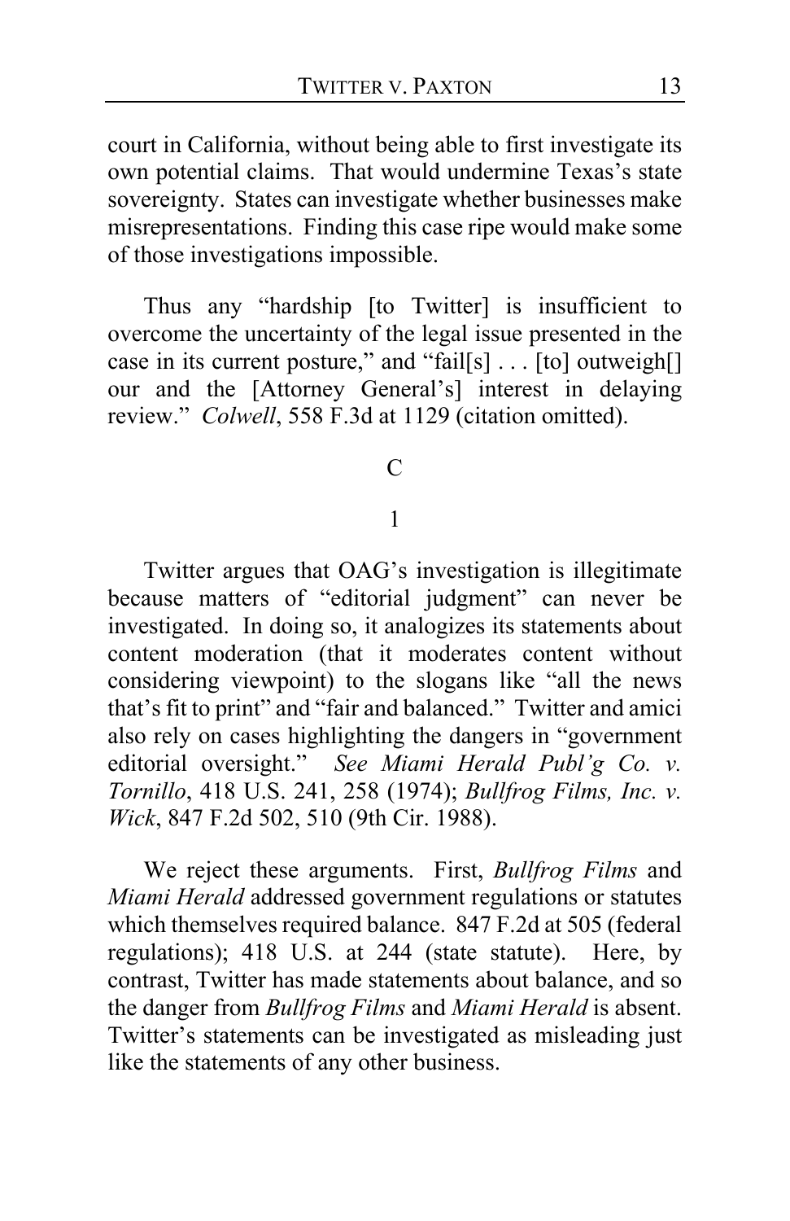court in California, without being able to first investigate its own potential claims. That would undermine Texas's state sovereignty. States can investigate whether businesses make misrepresentations. Finding this case ripe would make some of those investigations impossible.

Thus any "hardship [to Twitter] is insufficient to overcome the uncertainty of the legal issue presented in the case in its current posture," and "fail[s] . . . [to] outweigh[] our and the [Attorney General's] interest in delaying review." *Colwell*, 558 F.3d at 1129 (citation omitted).

## C

### 1

Twitter argues that OAG's investigation is illegitimate because matters of "editorial judgment" can never be investigated. In doing so, it analogizes its statements about content moderation (that it moderates content without considering viewpoint) to the slogans like "all the news that's fit to print" and "fair and balanced." Twitter and amici also rely on cases highlighting the dangers in "government editorial oversight." *See Miami Herald Publ'g Co. v. Tornillo*, 418 U.S. 241, 258 (1974); *Bullfrog Films, Inc. v. Wick*, 847 F.2d 502, 510 (9th Cir. 1988).

We reject these arguments. First, *Bullfrog Films* and *Miami Herald* addressed government regulations or statutes which themselves required balance. 847 F.2d at 505 (federal regulations); 418 U.S. at 244 (state statute). Here, by contrast, Twitter has made statements about balance, and so the danger from *Bullfrog Films* and *Miami Herald* is absent. Twitter's statements can be investigated as misleading just like the statements of any other business.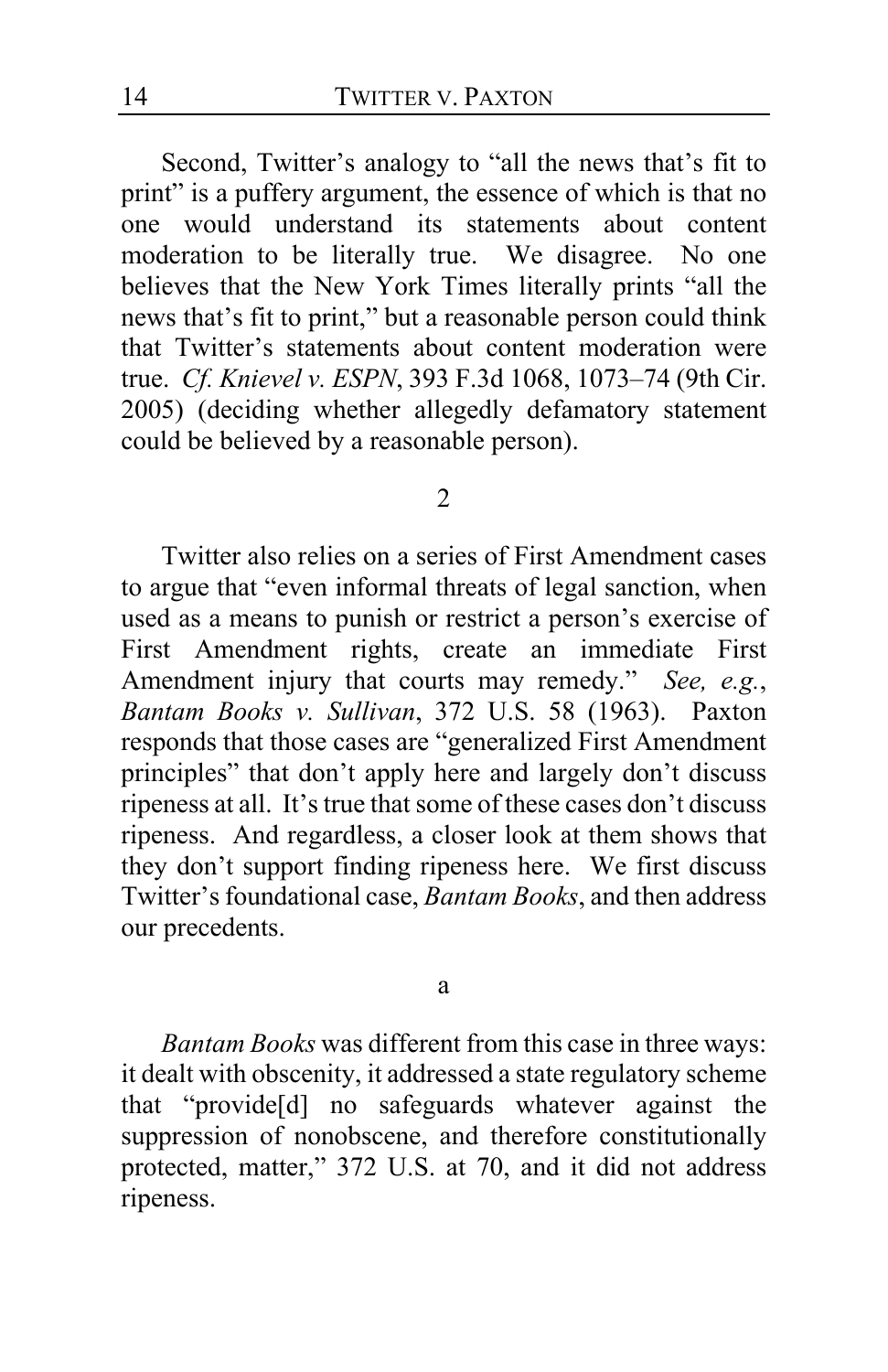Second, Twitter's analogy to "all the news that's fit to print" is a puffery argument, the essence of which is that no one would understand its statements about content moderation to be literally true. We disagree. No one believes that the New York Times literally prints "all the news that's fit to print," but a reasonable person could think that Twitter's statements about content moderation were true. *Cf. Knievel v. ESPN*, 393 F.3d 1068, 1073–74 (9th Cir. 2005) (deciding whether allegedly defamatory statement could be believed by a reasonable person).

2

Twitter also relies on a series of First Amendment cases to argue that "even informal threats of legal sanction, when used as a means to punish or restrict a person's exercise of First Amendment rights, create an immediate First Amendment injury that courts may remedy." *See, e.g.*, *Bantam Books v. Sullivan*, 372 U.S. 58 (1963). Paxton responds that those cases are "generalized First Amendment principles" that don't apply here and largely don't discuss ripeness at all. It's true that some of these cases don't discuss ripeness. And regardless, a closer look at them shows that they don't support finding ripeness here. We first discuss Twitter's foundational case, *Bantam Books*, and then address our precedents.

a

*Bantam Books* was different from this case in three ways: it dealt with obscenity, it addressed a state regulatory scheme that "provide[d] no safeguards whatever against the suppression of nonobscene, and therefore constitutionally protected, matter," 372 U.S. at 70, and it did not address ripeness.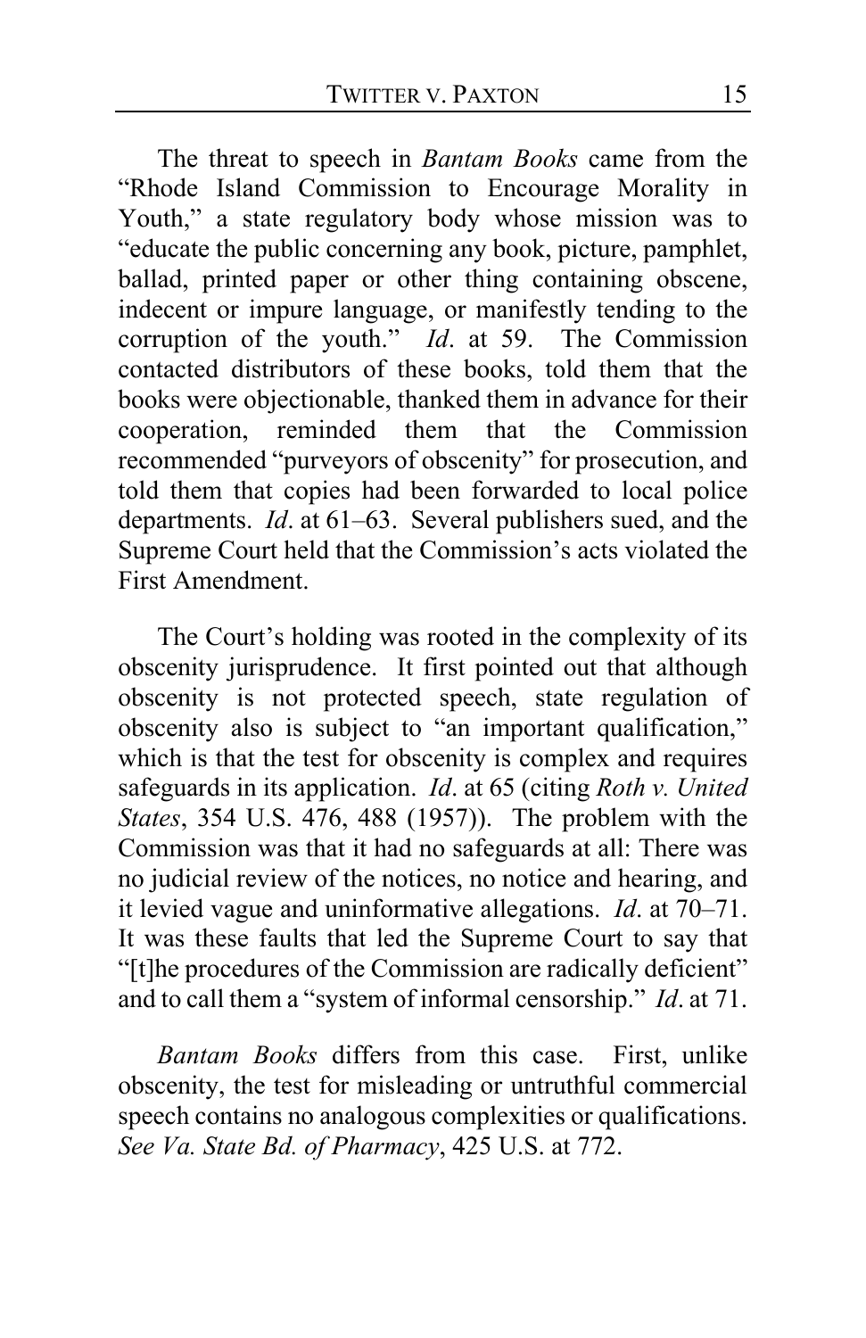The threat to speech in *Bantam Books* came from the "Rhode Island Commission to Encourage Morality in Youth," a state regulatory body whose mission was to "educate the public concerning any book, picture, pamphlet, ballad, printed paper or other thing containing obscene, indecent or impure language, or manifestly tending to the corruption of the youth." *Id*. at 59. The Commission contacted distributors of these books, told them that the books were objectionable, thanked them in advance for their cooperation, reminded them that the Commission recommended "purveyors of obscenity" for prosecution, and told them that copies had been forwarded to local police departments. *Id*. at 61–63. Several publishers sued, and the Supreme Court held that the Commission's acts violated the First Amendment.

The Court's holding was rooted in the complexity of its obscenity jurisprudence. It first pointed out that although obscenity is not protected speech, state regulation of obscenity also is subject to "an important qualification," which is that the test for obscenity is complex and requires safeguards in its application. *Id*. at 65 (citing *Roth v. United States*, 354 U.S. 476, 488 (1957)). The problem with the Commission was that it had no safeguards at all: There was no judicial review of the notices, no notice and hearing, and it levied vague and uninformative allegations. *Id*. at 70–71. It was these faults that led the Supreme Court to say that "[t]he procedures of the Commission are radically deficient" and to call them a "system of informal censorship." *Id*. at 71.

*Bantam Books* differs from this case. First, unlike obscenity, the test for misleading or untruthful commercial speech contains no analogous complexities or qualifications. *See Va. State Bd. of Pharmacy*, 425 U.S. at 772.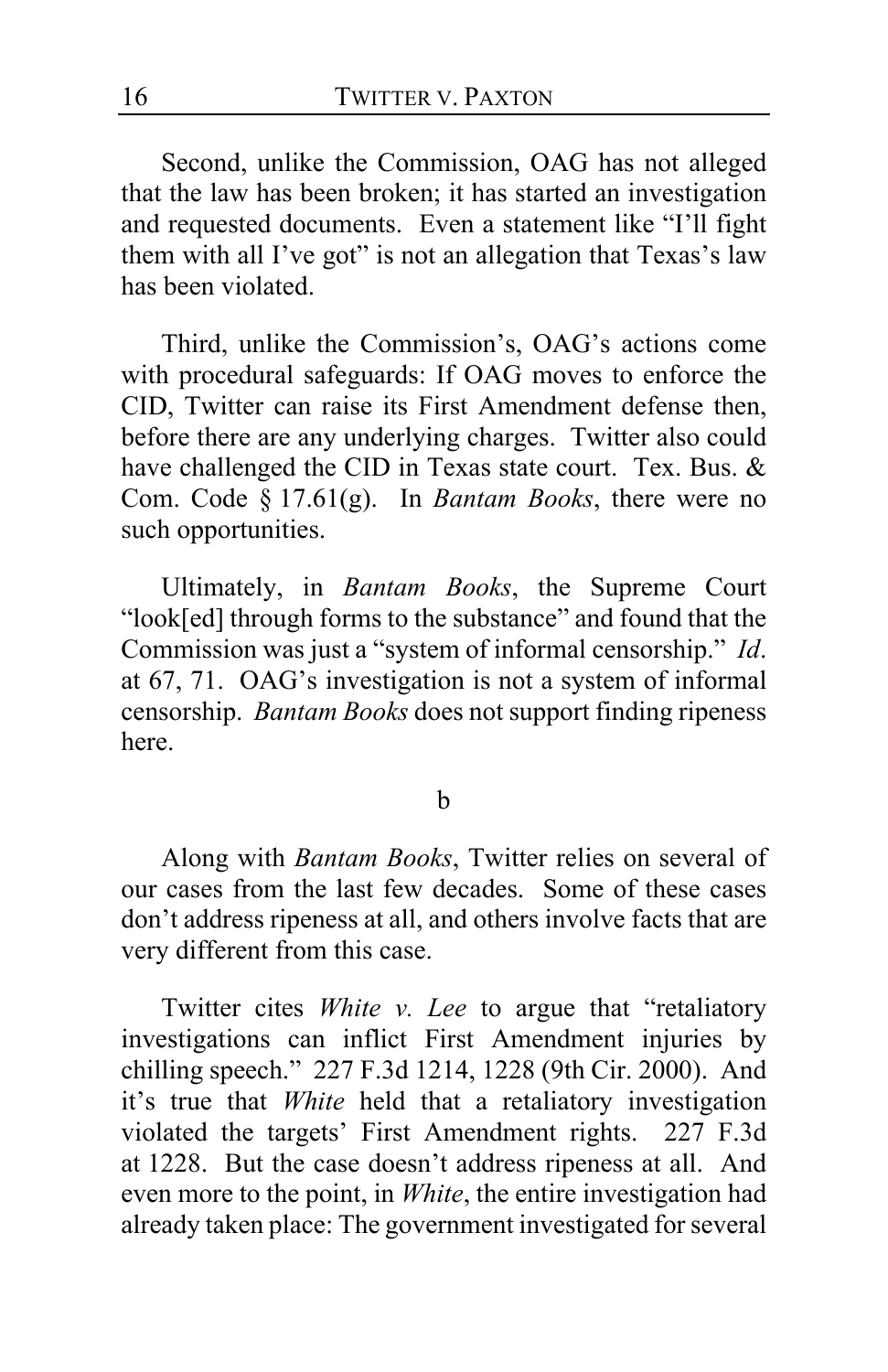Second, unlike the Commission, OAG has not alleged that the law has been broken; it has started an investigation and requested documents. Even a statement like "I'll fight them with all I've got" is not an allegation that Texas's law has been violated.

Third, unlike the Commission's, OAG's actions come with procedural safeguards: If OAG moves to enforce the CID, Twitter can raise its First Amendment defense then, before there are any underlying charges. Twitter also could have challenged the CID in Texas state court. Tex. Bus. & Com. Code § 17.61(g). In *Bantam Books*, there were no such opportunities.

Ultimately, in *Bantam Books*, the Supreme Court "look[ed] through forms to the substance" and found that the Commission was just a "system of informal censorship." *Id*. at 67, 71. OAG's investigation is not a system of informal censorship. *Bantam Books* does not support finding ripeness here.

b

Along with *Bantam Books*, Twitter relies on several of our cases from the last few decades. Some of these cases don't address ripeness at all, and others involve facts that are very different from this case.

Twitter cites *White v. Lee* to argue that "retaliatory investigations can inflict First Amendment injuries by chilling speech." 227 F.3d 1214, 1228 (9th Cir. 2000). And it's true that *White* held that a retaliatory investigation violated the targets' First Amendment rights. 227 F.3d at 1228. But the case doesn't address ripeness at all. And even more to the point, in *White*, the entire investigation had already taken place: The government investigated for several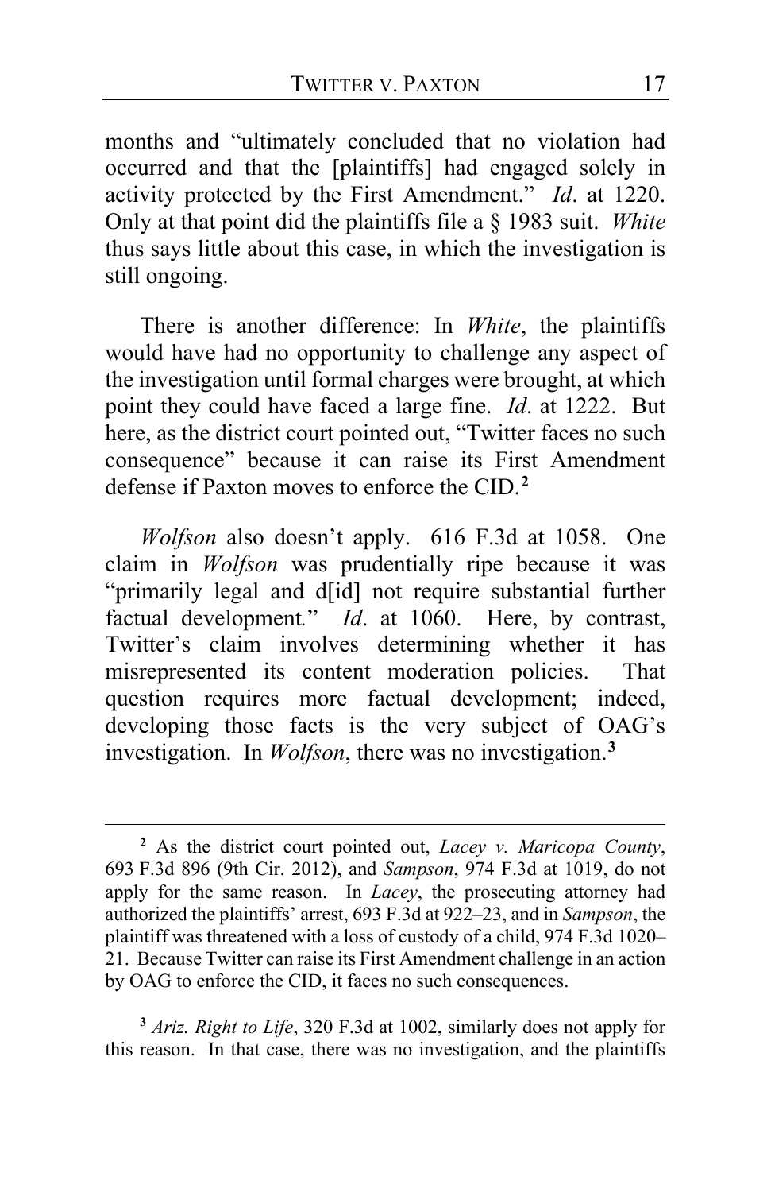months and "ultimately concluded that no violation had occurred and that the [plaintiffs] had engaged solely in activity protected by the First Amendment." *Id*. at 1220. Only at that point did the plaintiffs file a § 1983 suit. *White* thus says little about this case, in which the investigation is still ongoing.

There is another difference: In *White*, the plaintiffs would have had no opportunity to challenge any aspect of the investigation until formal charges were brought, at which point they could have faced a large fine. *Id*. at 1222. But here, as the district court pointed out, "Twitter faces no such consequence" because it can raise its First Amendment defense if Paxton moves to enforce the CID.[2]

*Wolfson* also doesn't apply. 616 F.3d at 1058. One claim in *Wolfson* was prudentially ripe because it was "primarily legal and d[id] not require substantial further factual development." *Id*. at 1060. Here, by contrast, Twitter's claim involves determining whether it has misrepresented its content moderation policies. That question requires more factual development; indeed, developing those facts is the very subject of OAG's investigation. In *Wolfson*, there was no investigation.[3]

---

[2] As the district court pointed out, *Lacey v. Maricopa County*, 693 F.3d 896 (9th Cir. 2012), and *Sampson*, 974 F.3d at 1019, do not apply for the same reason. In *Lacey*, the prosecuting attorney had authorized the plaintiffs' arrest, 693 F.3d at 922–23, and in *Sampson*, the plaintiff was threatened with a loss of custody of a child, 974 F.3d 1020–21. Because Twitter can raise its First Amendment challenge in an action by OAG to enforce the CID, it faces no such consequences.

[3] *Ariz. Right to Life*, 320 F.3d at 1002, similarly does not apply for this reason. In that case, there was no investigation, and the plaintiffs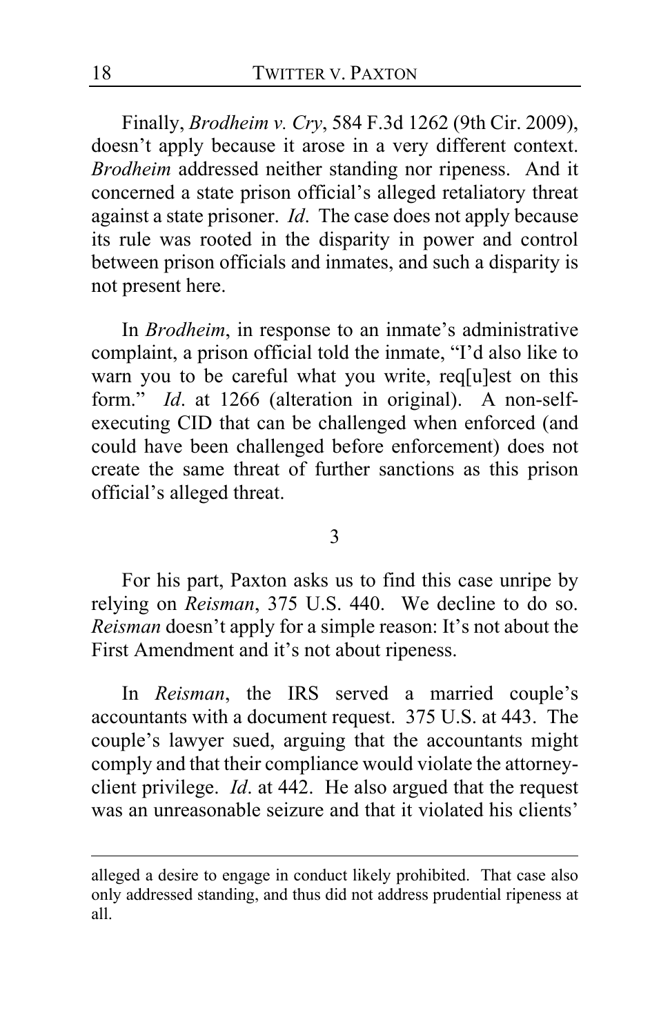Finally, *Brodheim v. Cry*, 584 F.3d 1262 (9th Cir. 2009), doesn't apply because it arose in a very different context. *Brodheim* addressed neither standing nor ripeness. And it concerned a state prison official's alleged retaliatory threat against a state prisoner. *Id*. The case does not apply because its rule was rooted in the disparity in power and control between prison officials and inmates, and such a disparity is not present here.

In *Brodheim*, in response to an inmate's administrative complaint, a prison official told the inmate, "I'd also like to warn you to be careful what you write, req[u]est on this form." *Id*. at 1266 (alteration in original). A non-self-executing CID that can be challenged when enforced (and could have been challenged before enforcement) does not create the same threat of further sanctions as this prison official's alleged threat.

3

For his part, Paxton asks us to find this case unripe by relying on *Reisman*, 375 U.S. 440. We decline to do so. *Reisman* doesn't apply for a simple reason: It's not about the First Amendment and it's not about ripeness.

In *Reisman*, the IRS served a married couple's accountants with a document request. 375 U.S. at 443. The couple's lawyer sued, arguing that the accountants might comply and that their compliance would violate the attorney-client privilege. *Id*. at 442. He also argued that the request was an unreasonable seizure and that it violated his clients'

---

alleged a desire to engage in conduct likely prohibited. That case also only addressed standing, and thus did not address prudential ripeness at all.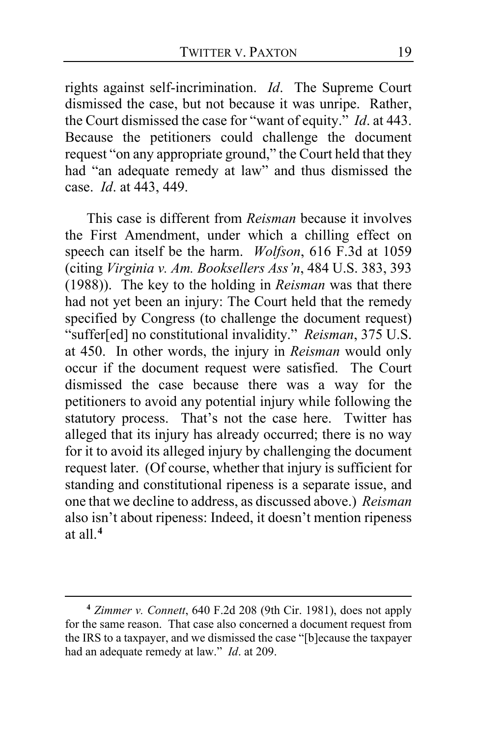rights against self-incrimination. *Id*. The Supreme Court dismissed the case, but not because it was unripe. Rather, the Court dismissed the case for "want of equity." *Id*. at 443. Because the petitioners could challenge the document request "on any appropriate ground," the Court held that they had "an adequate remedy at law" and thus dismissed the case. *Id*. at 443, 449.

This case is different from *Reisman* because it involves the First Amendment, under which a chilling effect on speech can itself be the harm. *Wolfson*, 616 F.3d at 1059 (citing *Virginia v. Am. Booksellers Ass'n*, 484 U.S. 383, 393 (1988)). The key to the holding in *Reisman* was that there had not yet been an injury: The Court held that the remedy specified by Congress (to challenge the document request) "suffer[ed] no constitutional invalidity." *Reisman*, 375 U.S. at 450. In other words, the injury in *Reisman* would only occur if the document request were satisfied. The Court dismissed the case because there was a way for the petitioners to avoid any potential injury while following the statutory process. That's not the case here. Twitter has alleged that its injury has already occurred; there is no way for it to avoid its alleged injury by challenging the document request later. (Of course, whether that injury is sufficient for standing and constitutional ripeness is a separate issue, and one that we decline to address, as discussed above.) *Reisman* also isn't about ripeness: Indeed, it doesn't mention ripeness at all.[4]

---

[4] *Zimmer v. Connett*, 640 F.2d 208 (9th Cir. 1981), does not apply for the same reason. That case also concerned a document request from the IRS to a taxpayer, and we dismissed the case "[b]ecause the taxpayer had an adequate remedy at law." *Id*. at 209.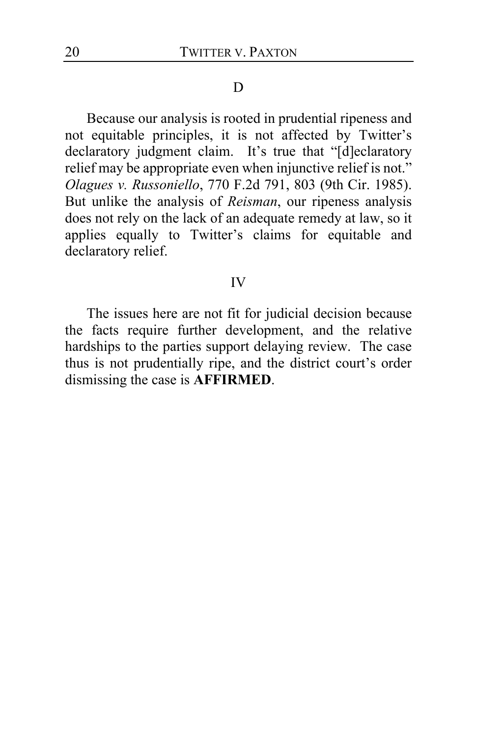### D

Because our analysis is rooted in prudential ripeness and not equitable principles, it is not affected by Twitter's declaratory judgment claim. It's true that "[d]eclaratory relief may be appropriate even when injunctive relief is not." *Olagues v. Russoniello*, 770 F.2d 791, 803 (9th Cir. 1985). But unlike the analysis of *Reisman*, our ripeness analysis does not rely on the lack of an adequate remedy at law, so it applies equally to Twitter's claims for equitable and declaratory relief.

## IV

The issues here are not fit for judicial decision because the facts require further development, and the relative hardships to the parties support delaying review. The case thus is not prudentially ripe, and the district court's order dismissing the case is **AFFIRMED**.